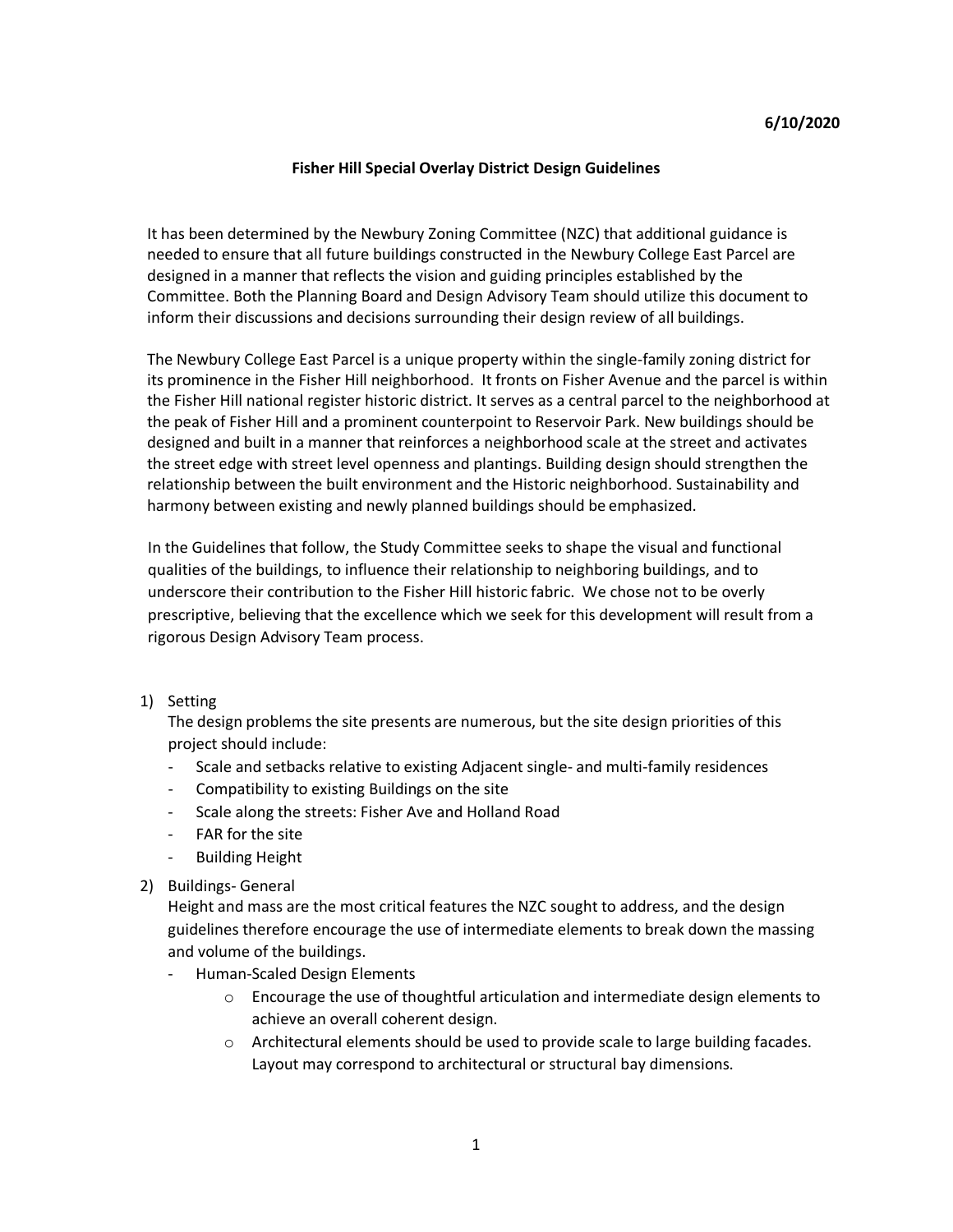**6/10/2020**

# Fisher Hill Special Overlay District Design Guidelines

It has been determined by the Newbury Zoning Committee (NZC) that additional guidance is needed to ensure that all future buildings constructed in the Newbury College East Parcel are designed in a manner that reflects the vision and guiding principles established by the Committee. Both the Planning Board and Design Advisory Team should utilize this document to inform their discussions and decisions surrounding their design review of all buildings.

The Newbury College East Parcel is a unique property within the single-family zoning district for its prominence in the Fisher Hill neighborhood. It fronts on Fisher Avenue and the parcel is within the Fisher Hill national register historic district. It serves as a central parcel to the neighborhood at the peak of Fisher Hill and a prominent counterpoint to Reservoir Park. New buildings should be designed and built in a manner that reinforces a neighborhood scale at the street and activates the street edge with street level openness and plantings. Building design should strengthen the relationship between the built environment and the Historic neighborhood. Sustainability and harmony between existing and newly planned buildings should be emphasized.

In the Guidelines that follow, the Study Committee seeks to shape the visual and functional qualities of the buildings, to influence their relationship to neighboring buildings, and to underscore their contribution to the Fisher Hill historic fabric. We chose not to be overly prescriptive, believing that the excellence which we seek for this development will result from a rigorous Design Advisory Team process.

1) Setting
   The design problems the site presents are numerous, but the site design priorities of this project should include:
   - Scale and setbacks relative to existing Adjacent single- and multi-family residences
   - Compatibility to existing Buildings on the site
   - Scale along the streets: Fisher Ave and Holland Road
   - FAR for the site
   - Building Height

2) Buildings- General
   Height and mass are the most critical features the NZC sought to address, and the design guidelines therefore encourage the use of intermediate elements to break down the massing and volume of the buildings.
   - Human-Scaled Design Elements
     - Encourage the use of thoughtful articulation and intermediate design elements to achieve an overall coherent design.
     - Architectural elements should be used to provide scale to large building facades. Layout may correspond to architectural or structural bay dimensions.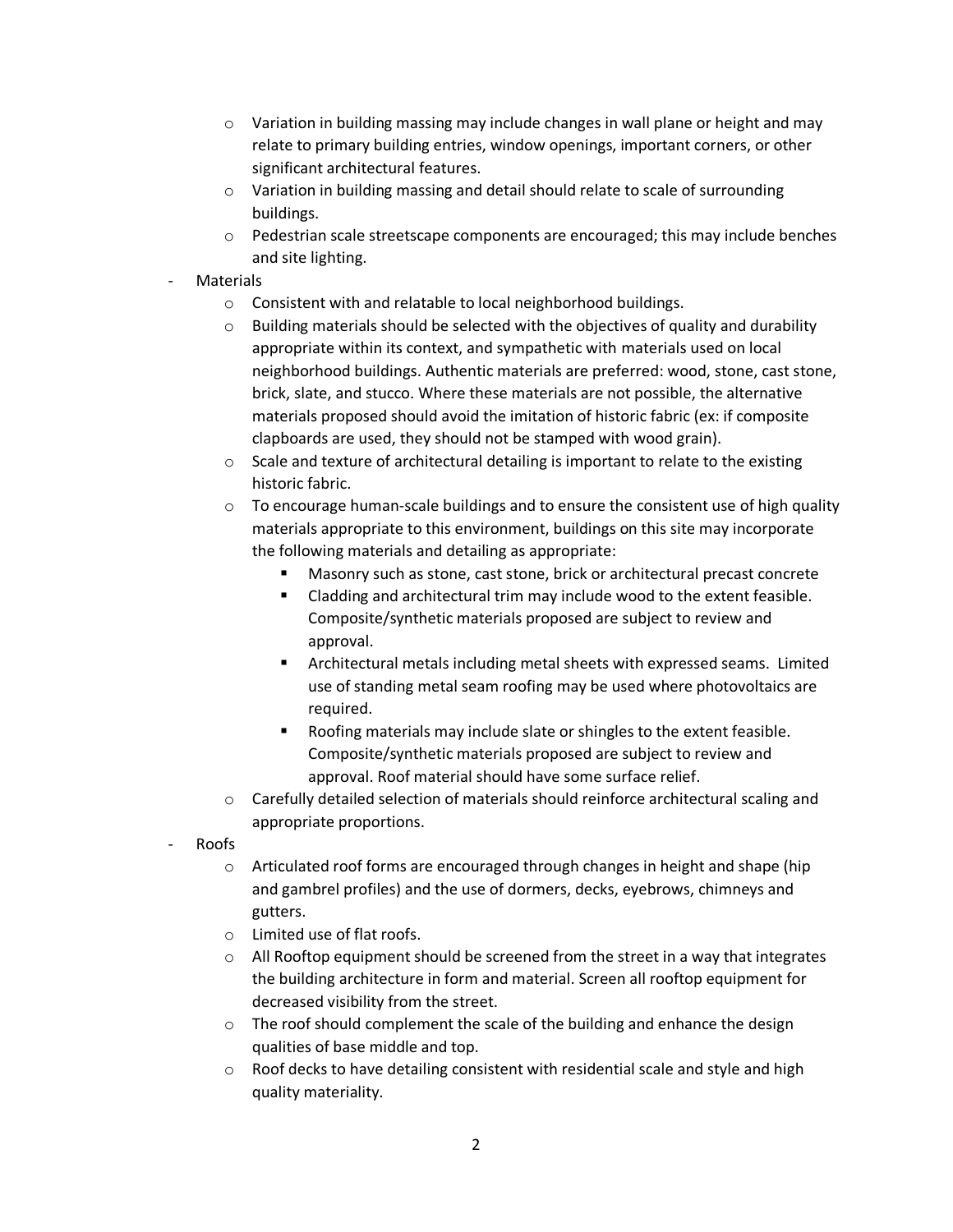- Variation in building massing may include changes in wall plane or height and may relate to primary building entries, window openings, important corners, or other significant architectural features.
    - Variation in building massing and detail should relate to scale of surrounding buildings.
    - Pedestrian scale streetscape components are encouraged; this may include benches and site lighting.
- Materials
    - Consistent with and relatable to local neighborhood buildings.
    - Building materials should be selected with the objectives of quality and durability appropriate within its context, and sympathetic with materials used on local neighborhood buildings. Authentic materials are preferred: wood, stone, cast stone, brick, slate, and stucco. Where these materials are not possible, the alternative materials proposed should avoid the imitation of historic fabric (ex: if composite clapboards are used, they should not be stamped with wood grain).
    - Scale and texture of architectural detailing is important to relate to the existing historic fabric.
    - To encourage human-scale buildings and to ensure the consistent use of high quality materials appropriate to this environment, buildings on this site may incorporate the following materials and detailing as appropriate:
        - Masonry such as stone, cast stone, brick or architectural precast concrete
        - Cladding and architectural trim may include wood to the extent feasible. Composite/synthetic materials proposed are subject to review and approval.
        - Architectural metals including metal sheets with expressed seams. Limited use of standing metal seam roofing may be used where photovoltaics are required.
        - Roofing materials may include slate or shingles to the extent feasible. Composite/synthetic materials proposed are subject to review and approval. Roof material should have some surface relief.
    - Carefully detailed selection of materials should reinforce architectural scaling and appropriate proportions.
- Roofs
    - Articulated roof forms are encouraged through changes in height and shape (hip and gambrel profiles) and the use of dormers, decks, eyebrows, chimneys and gutters.
    - Limited use of flat roofs.
    - All Rooftop equipment should be screened from the street in a way that integrates the building architecture in form and material. Screen all rooftop equipment for decreased visibility from the street.
    - The roof should complement the scale of the building and enhance the design qualities of base middle and top.
    - Roof decks to have detailing consistent with residential scale and style and high quality materiality.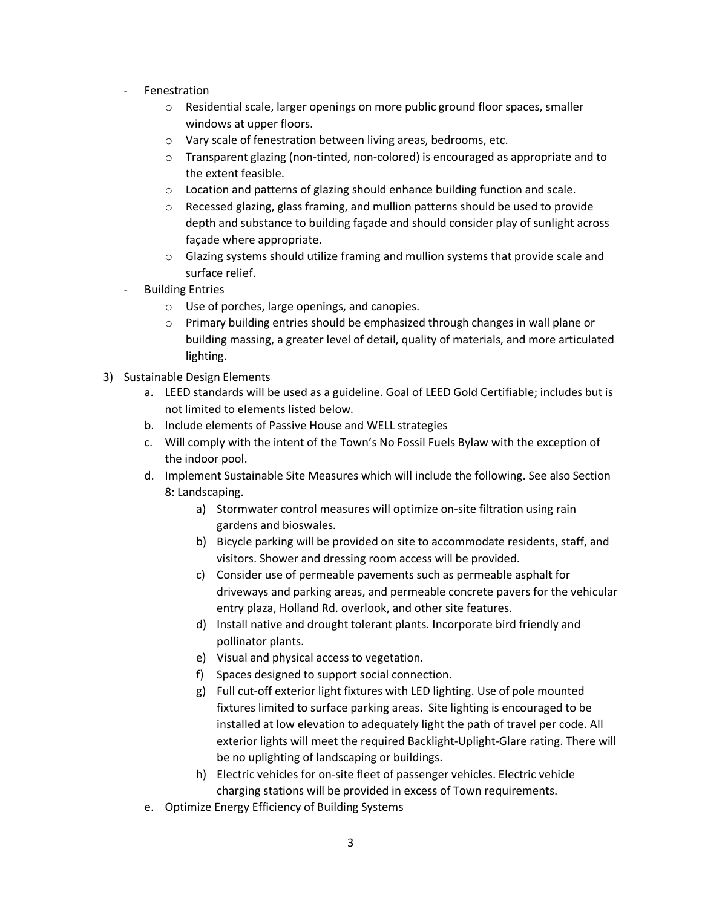- Fenestration
    - Residential scale, larger openings on more public ground floor spaces, smaller windows at upper floors.
    - Vary scale of fenestration between living areas, bedrooms, etc.
    - Transparent glazing (non-tinted, non-colored) is encouraged as appropriate and to the extent feasible.
    - Location and patterns of glazing should enhance building function and scale.
    - Recessed glazing, glass framing, and mullion patterns should be used to provide depth and substance to building façade and should consider play of sunlight across façade where appropriate.
    - Glazing systems should utilize framing and mullion systems that provide scale and surface relief.
- Building Entries
    - Use of porches, large openings, and canopies.
    - Primary building entries should be emphasized through changes in wall plane or building massing, a greater level of detail, quality of materials, and more articulated lighting.

3) Sustainable Design Elements
    a. LEED standards will be used as a guideline. Goal of LEED Gold Certifiable; includes but is not limited to elements listed below.
    b. Include elements of Passive House and WELL strategies
    c. Will comply with the intent of the Town's No Fossil Fuels Bylaw with the exception of the indoor pool.
    d. Implement Sustainable Site Measures which will include the following. See also Section 8: Landscaping.
        a) Stormwater control measures will optimize on-site filtration using rain gardens and bioswales.
        b) Bicycle parking will be provided on site to accommodate residents, staff, and visitors. Shower and dressing room access will be provided.
        c) Consider use of permeable pavements such as permeable asphalt for driveways and parking areas, and permeable concrete pavers for the vehicular entry plaza, Holland Rd. overlook, and other site features.
        d) Install native and drought tolerant plants. Incorporate bird friendly and pollinator plants.
        e) Visual and physical access to vegetation.
        f) Spaces designed to support social connection.
        g) Full cut-off exterior light fixtures with LED lighting. Use of pole mounted fixtures limited to surface parking areas. Site lighting is encouraged to be installed at low elevation to adequately light the path of travel per code. All exterior lights will meet the required Backlight-Uplight-Glare rating. There will be no uplighting of landscaping or buildings.
        h) Electric vehicles for on-site fleet of passenger vehicles. Electric vehicle charging stations will be provided in excess of Town requirements.
    e. Optimize Energy Efficiency of Building Systems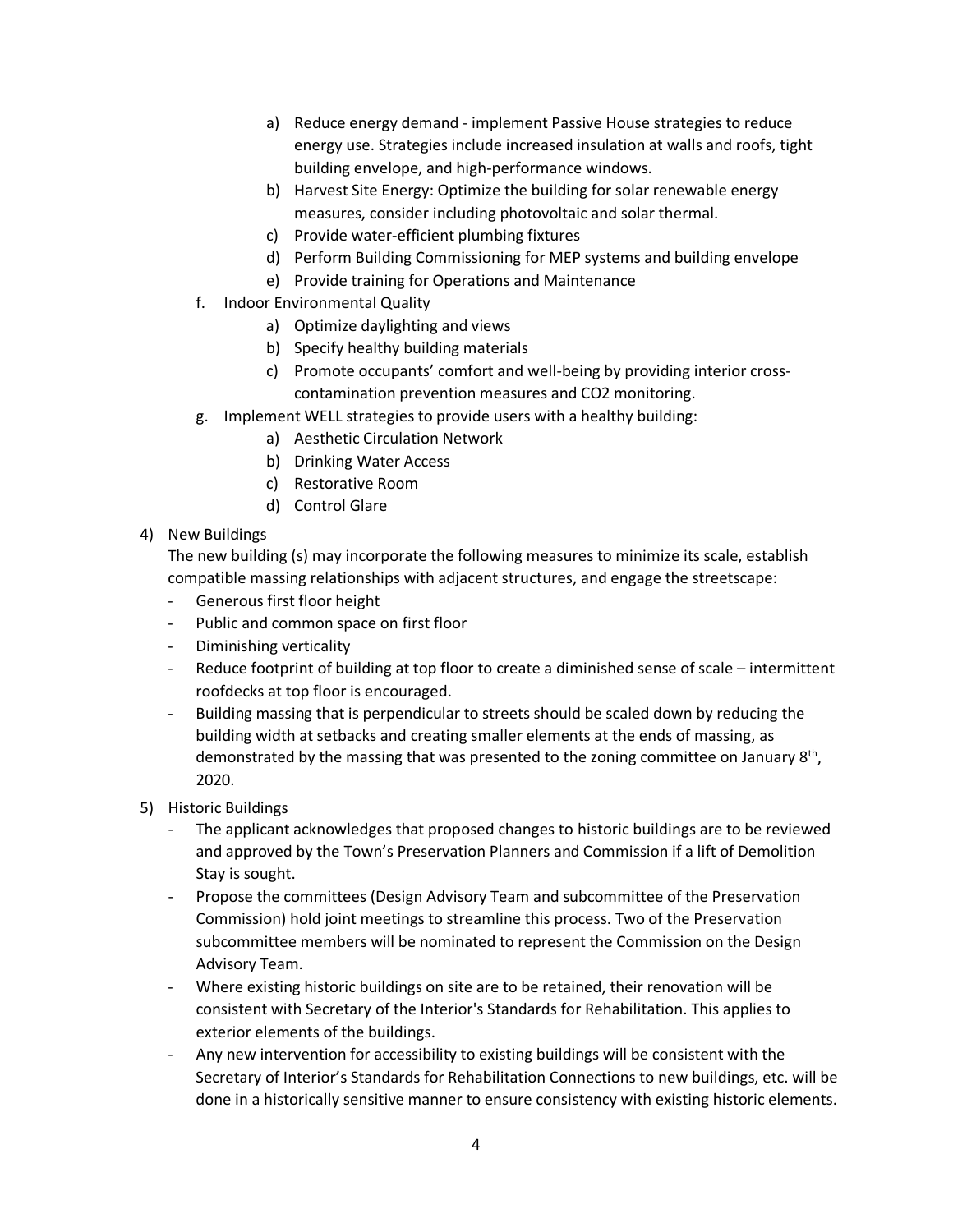a) Reduce energy demand - implement Passive House strategies to reduce energy use. Strategies include increased insulation at walls and roofs, tight building envelope, and high-performance windows.
   b) Harvest Site Energy: Optimize the building for solar renewable energy measures, consider including photovoltaic and solar thermal.
   c) Provide water-efficient plumbing fixtures
   d) Perform Building Commissioning for MEP systems and building envelope
   e) Provide training for Operations and Maintenance

f. Indoor Environmental Quality
   a) Optimize daylighting and views
   b) Specify healthy building materials
   c) Promote occupants' comfort and well-being by providing interior cross-contamination prevention measures and $CO_2$ monitoring.

g. Implement WELL strategies to provide users with a healthy building:
   a) Aesthetic Circulation Network
   b) Drinking Water Access
   c) Restorative Room
   d) Control Glare

4) New Buildings

The new building (s) may incorporate the following measures to minimize its scale, establish compatible massing relationships with adjacent structures, and engage the streetscape:

- Generous first floor height
- Public and common space on first floor
- Diminishing verticality
- Reduce footprint of building at top floor to create a diminished sense of scale – intermittent roofdecks at top floor is encouraged.
- Building massing that is perpendicular to streets should be scaled down by reducing the building width at setbacks and creating smaller elements at the ends of massing, as demonstrated by the massing that was presented to the zoning committee on January 8th, 2020.

5) Historic Buildings

- The applicant acknowledges that proposed changes to historic buildings are to be reviewed and approved by the Town's Preservation Planners and Commission if a lift of Demolition Stay is sought.
- Propose the committees (Design Advisory Team and subcommittee of the Preservation Commission) hold joint meetings to streamline this process. Two of the Preservation subcommittee members will be nominated to represent the Commission on the Design Advisory Team.
- Where existing historic buildings on site are to be retained, their renovation will be consistent with Secretary of the Interior's Standards for Rehabilitation. This applies to exterior elements of the buildings.
- Any new intervention for accessibility to existing buildings will be consistent with the Secretary of Interior's Standards for Rehabilitation Connections to new buildings, etc. will be done in a historically sensitive manner to ensure consistency with existing historic elements.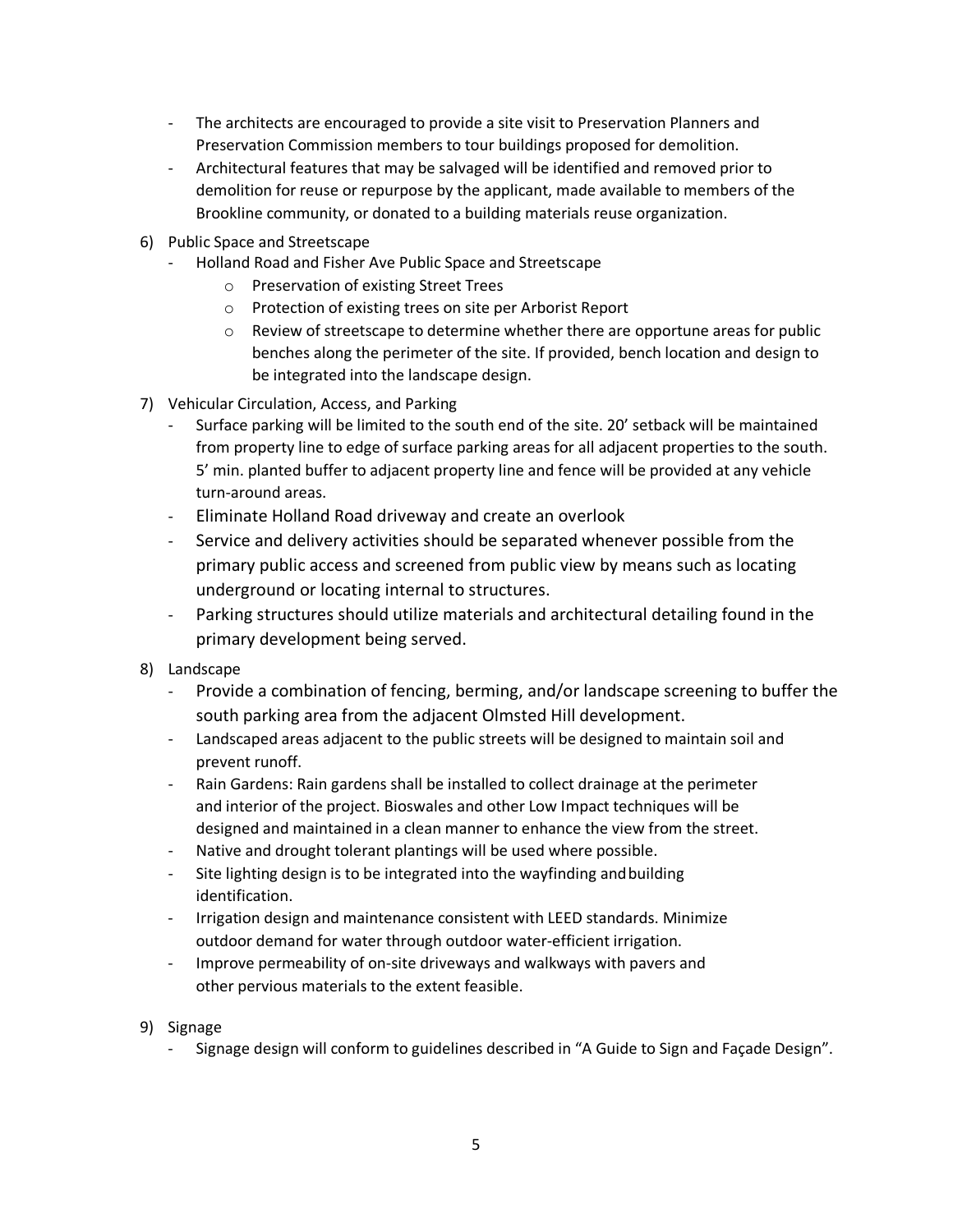- The architects are encouraged to provide a site visit to Preservation Planners and Preservation Commission members to tour buildings proposed for demolition.
- Architectural features that may be salvaged will be identified and removed prior to demolition for reuse or repurpose by the applicant, made available to members of the Brookline community, or donated to a building materials reuse organization.

6) Public Space and Streetscape
   - Holland Road and Fisher Ave Public Space and Streetscape
     - Preservation of existing Street Trees
     - Protection of existing trees on site per Arborist Report
     - Review of streetscape to determine whether there are opportune areas for public benches along the perimeter of the site. If provided, bench location and design to be integrated into the landscape design.

7) Vehicular Circulation, Access, and Parking
   - Surface parking will be limited to the south end of the site. 20' setback will be maintained from property line to edge of surface parking areas for all adjacent properties to the south. 5' min. planted buffer to adjacent property line and fence will be provided at any vehicle turn-around areas.
   - Eliminate Holland Road driveway and create an overlook
   - Service and delivery activities should be separated whenever possible from the primary public access and screened from public view by means such as locating underground or locating internal to structures.
   - Parking structures should utilize materials and architectural detailing found in the primary development being served.

8) Landscape
   - Provide a combination of fencing, berming, and/or landscape screening to buffer the south parking area from the adjacent Olmsted Hill development.
   - Landscaped areas adjacent to the public streets will be designed to maintain soil and prevent runoff.
   - Rain Gardens: Rain gardens shall be installed to collect drainage at the perimeter and interior of the project. Bioswales and other Low Impact techniques will be designed and maintained in a clean manner to enhance the view from the street.
   - Native and drought tolerant plantings will be used where possible.
   - Site lighting design is to be integrated into the wayfinding and building identification.
   - Irrigation design and maintenance consistent with LEED standards. Minimize outdoor demand for water through outdoor water-efficient irrigation.
   - Improve permeability of on-site driveways and walkways with pavers and other pervious materials to the extent feasible.

9) Signage
   - Signage design will conform to guidelines described in "A Guide to Sign and Façade Design".